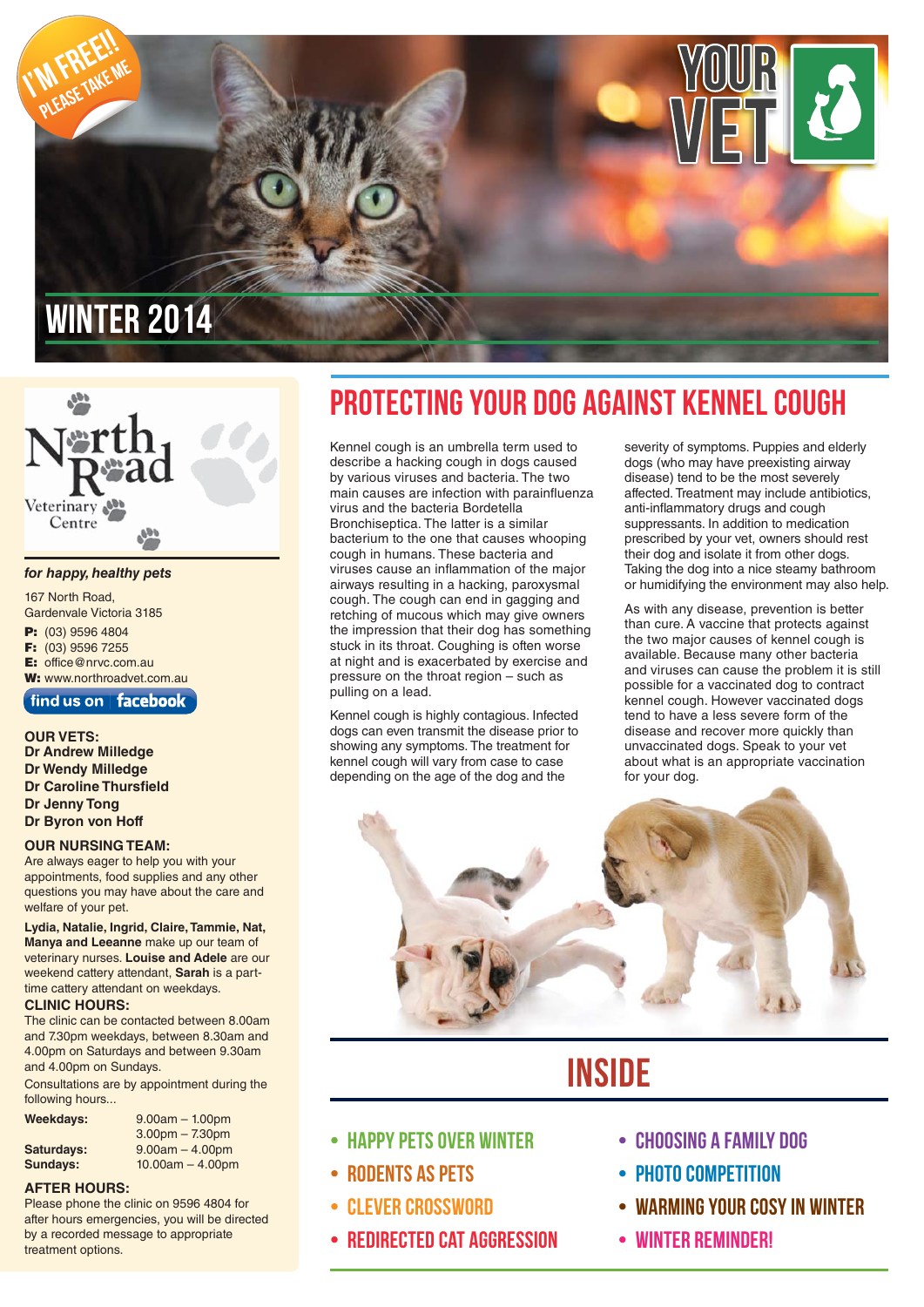I'M FREE!! PLEASE TAKE ME

# YOUR VET

## WINTER 2014

North Road Veterinary Centre

*for happy, healthy pets*

167 North Road,
Gardenvale Victoria 3185

**P:** (03) 9596 4804
**F:** (03) 9596 7255
**E:** office@nrvc.com.au
**W:** www.northroadvet.com.au

find us on facebook

**OUR VETS:**
**Dr Andrew Milledge**
**Dr Wendy Milledge**
**Dr Caroline Thursfield**
**Dr Jenny Tong**
**Dr Byron von Hoff**

**OUR NURSING TEAM:**
Are always eager to help you with your appointments, food supplies and any other questions you may have about the care and welfare of your pet.

**Lydia, Natalie, Ingrid, Claire, Tammie, Nat, Manya and Leeanne** make up our team of veterinary nurses. **Louise and Adele** are our weekend cattery attendant, **Sarah** is a part-time cattery attendant on weekdays.

**CLINIC HOURS:**
The clinic can be contacted between 8.00am and 7.30pm weekdays, between 8.30am and 4.00pm on Saturdays and between 9.30am and 4.00pm on Sundays.

Consultations are by appointment during the following hours...

| | |
|---|---|
| **Weekdays:** | 9.00am – 1.00pm |
| | 3.00pm – 7.30pm |
| **Saturdays:** | 9.00am – 4.00pm |
| **Sundays:** | 10.00am – 4.00pm |

**AFTER HOURS:**
Please phone the clinic on 9596 4804 for after hours emergencies, you will be directed by a recorded message to appropriate treatment options.

# PROTECTING YOUR DOG AGAINST KENNEL COUGH

Kennel cough is an umbrella term used to describe a hacking cough in dogs caused by various viruses and bacteria. The two main causes are infection with parainfluenza virus and the bacteria Bordetella Bronchiseptica. The latter is a similar bacterium to the one that causes whooping cough in humans. These bacteria and viruses cause an inflammation of the major airways resulting in a hacking, paroxysmal cough. The cough can end in gagging and retching of mucous which may give owners the impression that their dog has something stuck in its throat. Coughing is often worse at night and is exacerbated by exercise and pressure on the throat region – such as pulling on a lead.

Kennel cough is highly contagious. Infected dogs can even transmit the disease prior to showing any symptoms. The treatment for kennel cough will vary from case to case depending on the age of the dog and the severity of symptoms. Puppies and elderly dogs (who may have preexisting airway disease) tend to be the most severely affected. Treatment may include antibiotics, anti-inflammatory drugs and cough suppressants. In addition to medication prescribed by your vet, owners should rest their dog and isolate it from other dogs. Taking the dog into a nice steamy bathroom or humidifying the environment may also help.

As with any disease, prevention is better than cure. A vaccine that protects against the two major causes of kennel cough is available. Because many other bacteria and viruses can cause the problem it is still possible for a vaccinated dog to contract kennel cough. However vaccinated dogs tend to have a less severe form of the disease and recover more quickly than unvaccinated dogs. Speak to your vet about what is an appropriate vaccination for your dog.

# INSIDE

- HAPPY PETS OVER WINTER
- RODENTS AS PETS
- CLEVER CROSSWORD
- REDIRECTED CAT AGGRESSION
- CHOOSING A FAMILY DOG
- PHOTO COMPETITION
- WARMING YOUR COSY IN WINTER
- WINTER REMINDER!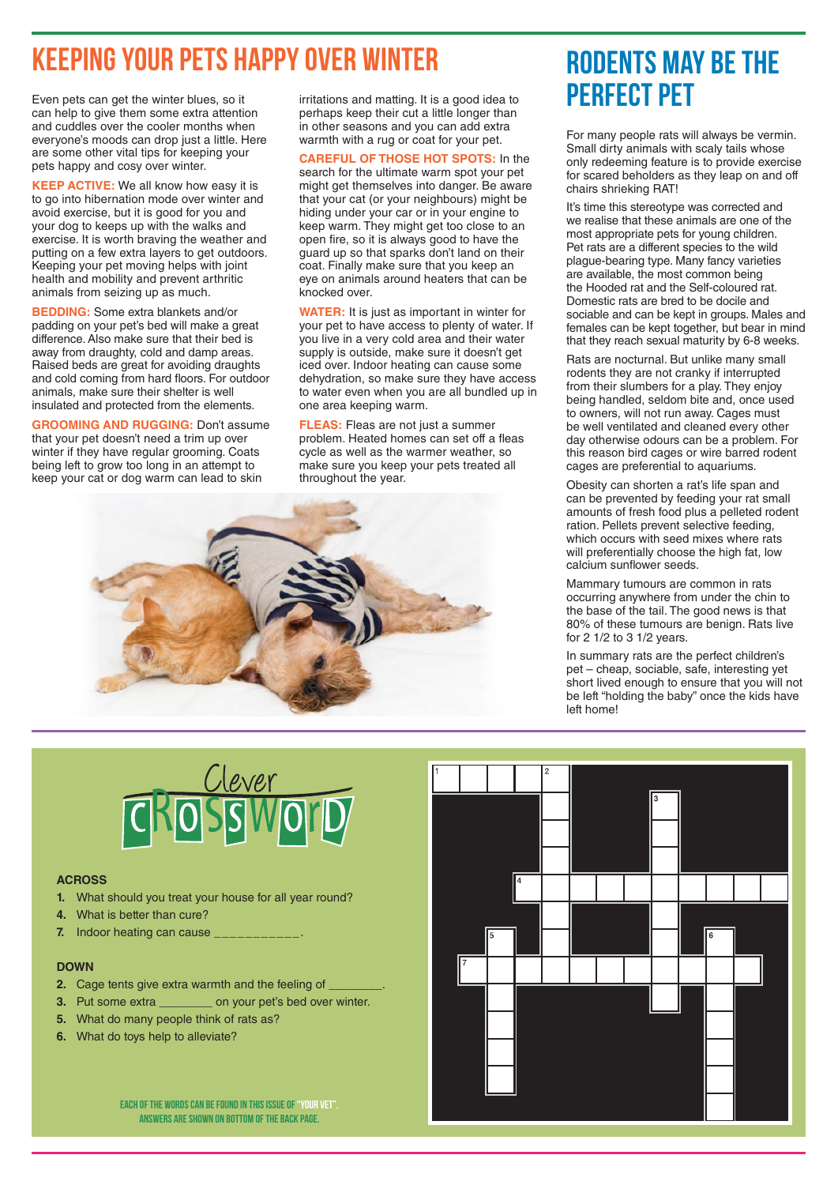# KEEPING YOUR PETS HAPPY OVER WINTER

Even pets can get the winter blues, so it can help to give them some extra attention and cuddles over the cooler months when everyone's moods can drop just a little. Here are some other vital tips for keeping your pets happy and cosy over winter.

**KEEP ACTIVE:** We all know how easy it is to go into hibernation mode over winter and avoid exercise, but it is good for you and your dog to keeps up with the walks and exercise. It is worth braving the weather and putting on a few extra layers to get outdoors. Keeping your pet moving helps with joint health and mobility and prevent arthritic animals from seizing up as much.

**BEDDING:** Some extra blankets and/or padding on your pet's bed will make a great difference. Also make sure that their bed is away from draughty, cold and damp areas. Raised beds are great for avoiding draughts and cold coming from hard floors. For outdoor animals, make sure their shelter is well insulated and protected from the elements.

**GROOMING AND RUGGING:** Don't assume that your pet doesn't need a trim up over winter if they have regular grooming. Coats being left to grow too long in an attempt to keep your cat or dog warm can lead to skin irritations and matting. It is a good idea to perhaps keep their cut a little longer than in other seasons and you can add extra warmth with a rug or coat for your pet.

**CAREFUL OF THOSE HOT SPOTS:** In the search for the ultimate warm spot your pet might get themselves into danger. Be aware that your cat (or your neighbours) might be hiding under your car or in your engine to keep warm. They might get too close to an open fire, so it is always good to have the guard up so that sparks don't land on their coat. Finally make sure that you keep an eye on animals around heaters that can be knocked over.

**WATER:** It is just as important in winter for your pet to have access to plenty of water. If you live in a very cold area and their water supply is outside, make sure it doesn't get iced over. Indoor heating can cause some dehydration, so make sure they have access to water even when you are all bundled up in one area keeping warm.

**FLEAS:** Fleas are not just a summer problem. Heated homes can set off a fleas cycle as well as the warmer weather, so make sure you keep your pets treated all throughout the year.

# RODENTS MAY BE THE PERFECT PET

For many people rats will always be vermin. Small dirty animals with scaly tails whose only redeeming feature is to provide exercise for scared beholders as they leap on and off chairs shrieking RAT!

It's time this stereotype was corrected and we realise that these animals are one of the most appropriate pets for young children. Pet rats are a different species to the wild plague-bearing type. Many fancy varieties are available, the most common being the Hooded rat and the Self-coloured rat. Domestic rats are bred to be docile and sociable and can be kept in groups. Males and females can be kept together, but bear in mind that they reach sexual maturity by 6-8 weeks.

Rats are nocturnal. But unlike many small rodents they are not cranky if interrupted from their slumbers for a play. They enjoy being handled, seldom bite and, once used to owners, will not run away. Cages must be well ventilated and cleaned every other day otherwise odours can be a problem. For this reason bird cages or wire barred rodent cages are preferential to aquariums.

Obesity can shorten a rat's life span and can be prevented by feeding your rat small amounts of fresh food plus a pelleted rodent ration. Pellets prevent selective feeding, which occurs with seed mixes where rats will preferentially choose the high fat, low calcium sunflower seeds.

Mammary tumours are common in rats occurring anywhere from under the chin to the base of the tail. The good news is that 80% of these tumours are benign. Rats live for 2 1/2 to 3 1/2 years.

In summary rats are the perfect children's pet – cheap, sociable, safe, interesting yet short lived enough to ensure that you will not be left "holding the baby" once the kids have left home!

## Clever CROSSWORD

### ACROSS

1. What should you treat your house for all year round?
4. What is better than cure?
7. Indoor heating can cause ___________.

### DOWN

2. Cage tents give extra warmth and the feeling of ________.
3. Put some extra ________ on your pet's bed over winter.
5. What do many people think of rats as?
6. What do toys help to alleviate?

EACH OF THE WORDS CAN BE FOUND IN THIS ISSUE OF "YOUR VET". ANSWERS ARE SHOWN ON BOTTOM OF THE BACK PAGE.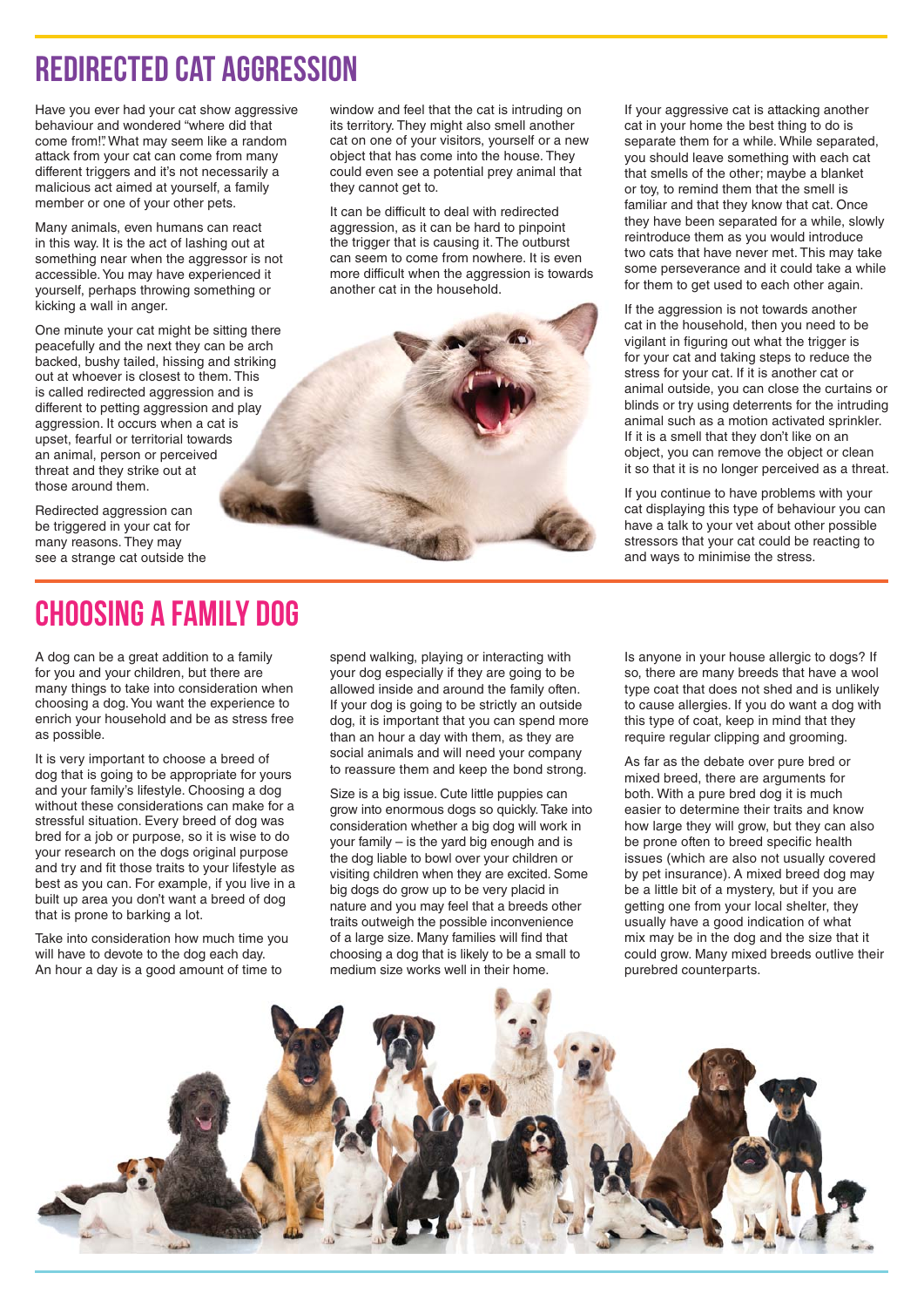# REDIRECTED CAT AGGRESSION

Have you ever had your cat show aggressive behaviour and wondered "where did that come from!". What may seem like a random attack from your cat can come from many different triggers and it's not necessarily a malicious act aimed at yourself, a family member or one of your other pets.

Many animals, even humans can react in this way. It is the act of lashing out at something near when the aggressor is not accessible. You may have experienced it yourself, perhaps throwing something or kicking a wall in anger.

One minute your cat might be sitting there peacefully and the next they can be arch backed, bushy tailed, hissing and striking out at whoever is closest to them. This is called redirected aggression and is different to petting aggression and play aggression. It occurs when a cat is upset, fearful or territorial towards an animal, person or perceived threat and they strike out at those around them.

Redirected aggression can be triggered in your cat for many reasons. They may see a strange cat outside the window and feel that the cat is intruding on its territory. They might also smell another cat on one of your visitors, yourself or a new object that has come into the house. They could even see a potential prey animal that they cannot get to.

It can be difficult to deal with redirected aggression, as it can be hard to pinpoint the trigger that is causing it. The outburst can seem to come from nowhere. It is even more difficult when the aggression is towards another cat in the household.

If your aggressive cat is attacking another cat in your home the best thing to do is separate them for a while. While separated, you should leave something with each cat that smells of the other; maybe a blanket or toy, to remind them that the smell is familiar and that they know that cat. Once they have been separated for a while, slowly reintroduce them as you would introduce two cats that have never met. This may take some perseverance and it could take a while for them to get used to each other again.

If the aggression is not towards another cat in the household, then you need to be vigilant in figuring out what the trigger is for your cat and taking steps to reduce the stress for your cat. If it is another cat or animal outside, you can close the curtains or blinds or try using deterrents for the intruding animal such as a motion activated sprinkler. If it is a smell that they don't like on an object, you can remove the object or clean it so that it is no longer perceived as a threat.

If you continue to have problems with your cat displaying this type of behaviour you can have a talk to your vet about other possible stressors that your cat could be reacting to and ways to minimise the stress.

# CHOOSING A FAMILY DOG

A dog can be a great addition to a family for you and your children, but there are many things to take into consideration when choosing a dog. You want the experience to enrich your household and be as stress free as possible.

It is very important to choose a breed of dog that is going to be appropriate for yours and your family's lifestyle. Choosing a dog without these considerations can make for a stressful situation. Every breed of dog was bred for a job or purpose, so it is wise to do your research on the dogs original purpose and try and fit those traits to your lifestyle as best as you can. For example, if you live in a built up area you don't want a breed of dog that is prone to barking a lot.

Take into consideration how much time you will have to devote to the dog each day. An hour a day is a good amount of time to spend walking, playing or interacting with your dog especially if they are going to be allowed inside and around the family often. If your dog is going to be strictly an outside dog, it is important that you can spend more than an hour a day with them, as they are social animals and will need your company to reassure them and keep the bond strong.

Size is a big issue. Cute little puppies can grow into enormous dogs so quickly. Take into consideration whether a big dog will work in your family – is the yard big enough and is the dog liable to bowl over your children or visiting children when they are excited. Some big dogs do grow up to be very placid in nature and you may feel that a breeds other traits outweigh the possible inconvenience of a large size. Many families will find that choosing a dog that is likely to be a small to medium size works well in their home.

Is anyone in your house allergic to dogs? If so, there are many breeds that have a wool type coat that does not shed and is unlikely to cause allergies. If you do want a dog with this type of coat, keep in mind that they require regular clipping and grooming.

As far as the debate over pure bred or mixed breed, there are arguments for both. With a pure bred dog it is much easier to determine their traits and know how large they will grow, but they can also be prone often to breed specific health issues (which are also not usually covered by pet insurance). A mixed breed dog may be a little bit of a mystery, but if you are getting one from your local shelter, they usually have a good indication of what mix may be in the dog and the size that it could grow. Many mixed breeds outlive their purebred counterparts.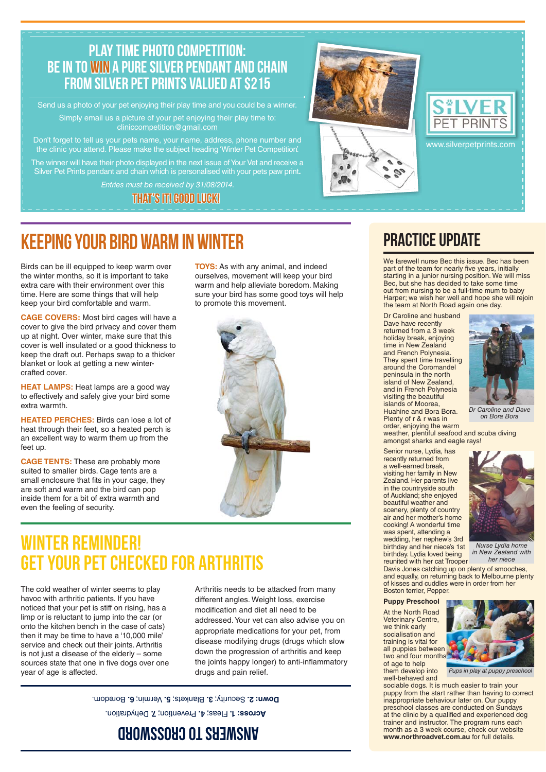## PLAY TIME PHOTO COMPETITION: BE IN TO WIN A PURE SILVER PENDANT AND CHAIN FROM SILVER PET PRINTS VALUED AT $215

Send us a photo of your pet enjoying their play time and you could be a winner.

Simply email us a picture of your pet enjoying their play time to: cliniccompetition@gmail.com

Don't forget to tell us your pets name, your name, address, phone number and the clinic you attend. Please make the subject heading 'Winter Pet Competition'.

The winner will have their photo displayed in the next issue of Your Vet and receive a Silver Pet Prints pendant and chain which is personalised with your pets paw print.

*Entries must be received by 31/08/2014.*

**THAT'S IT! GOOD LUCK!**

SILVER PET PRINTS

www.silverpetprints.com

# KEEPING YOUR BIRD WARM IN WINTER

Birds can be ill equipped to keep warm over the winter months, so it is important to take extra care with their environment over this time. Here are some things that will help keep your bird comfortable and warm.

**CAGE COVERS:** Most bird cages will have a cover to give the bird privacy and cover them up at night. Over winter, make sure that this cover is well insulated or a good thickness to keep the draft out. Perhaps swap to a thicker blanket or look at getting a new winter-crafted cover.

**HEAT LAMPS:** Heat lamps are a good way to effectively and safely give your bird some extra warmth.

**HEATED PERCHES:** Birds can lose a lot of heat through their feet, so a heated perch is an excellent way to warm them up from the feet up.

**CAGE TENTS:** These are probably more suited to smaller birds. Cage tents are a small enclosure that fits in your cage, they are soft and warm and the bird can pop inside them for a bit of extra warmth and even the feeling of security.

**TOYS:** As with any animal, and indeed ourselves, movement will keep your bird warm and help alleviate boredom. Making sure your bird has some good toys will help to promote this movement.

# WINTER REMINDER! GET YOUR PET CHECKED FOR ARTHRITIS

The cold weather of winter seems to play havoc with arthritic patients. If you have noticed that your pet is stiff on rising, has a limp or is reluctant to jump into the car (or onto the kitchen bench in the case of cats) then it may be time to have a '10,000 mile' service and check out their joints. Arthritis is not just a disease of the elderly – some sources state that one in five dogs over one year of age is affected.

Arthritis needs to be attacked from many different angles. Weight loss, exercise modification and diet all need to be addressed. Your vet can also advise you on appropriate medications for your pet, from disease modifying drugs (drugs which slow down the progression of arthritis and keep the joints happy longer) to anti-inflammatory drugs and pain relief.

## ANSWERS TO CROSSWORD

**Across: 1.** Fleas; **4.** Prevention; **7.** Dehydration.

**Down: 2.** Security; **3.** Blankets; **5.** Vermin; **6.** Boredom.

# PRACTICE UPDATE

We farewell nurse Bec this issue. Bec has been part of the team for nearly five years, initially starting in a junior nursing position. We will miss Bec, but she has decided to take some time out from nursing to be a full-time mum to baby Harper; we wish her well and hope she will rejoin the team at North Road again one day.

Dr Caroline and husband Dave have recently returned from a 3 week holiday break, enjoying time in New Zealand and French Polynesia. They spent time travelling around the Coromandel peninsula in the north island of New Zealand, and in French Polynesia visiting the beautiful islands of Moorea, Huahine and Bora Bora. Plenty of r & r was in order, enjoying the warm weather, plentiful seafood and scuba diving amongst sharks and eagle rays!

*Dr Caroline and Dave on Bora Bora*

Senior nurse, Lydia, has recently returned from a well-earned break, visiting her family in New Zealand. Her parents live in the countryside south of Auckland; she enjoyed beautiful weather and scenery, plenty of country air and her mother's home cooking! A wonderful time was spent, attending a wedding, her nephew's 3rd birthday and her niece's 1st birthday. Lydia loved being reunited with her cat Trooper Davis Jones catching up on plenty of smooches, and equally, on returning back to Melbourne plenty of kisses and cuddles were in order from her Boston terrier, Pepper.

*Nurse Lydia home in New Zealand with her niece*

**Puppy Preschool**

At the North Road Veterinary Centre, we think early socialisation and training is vital for all puppies between two and four months of age to help them develop into well-behaved and sociable dogs. It is much easier to train your puppy from the start rather than having to correct inappropriate behaviour later on. Our puppy preschool classes are conducted on Sundays at the clinic by a qualified and experienced dog trainer and instructor. The program runs each month as a 3 week course, check our website **www.northroadvet.com.au** for full details.

*Pups in play at puppy preschool*